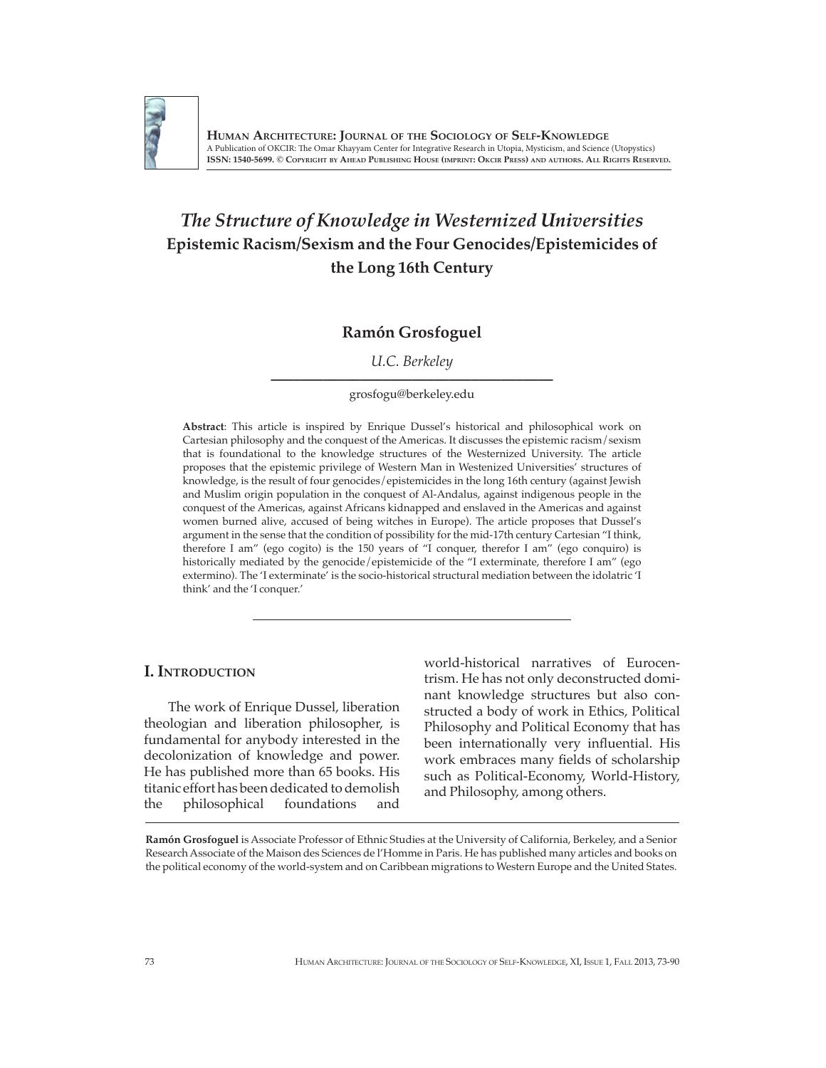**Human Architecture: Journal of the Sociology of Self-Knowledge**
A Publication of OKCIR: The Omar Khayyam Center for Integrative Research in Utopia, Mysticism, and Science (Utopystics)
**ISSN: 1540-5699. © Copyright by Ahead Publishing House (imprint: Okcir Press) and authors. All Rights Reserved.**

# *The Structure of Knowledge in Westernized Universities*
## Epistemic Racism/Sexism and the Four Genocides/Epistemicides of the Long 16th Century

**Ramón Grosfoguel**

*U.C. Berkeley*

grosfogu@berkeley.edu

**Abstract**: This article is inspired by Enrique Dussel's historical and philosophical work on Cartesian philosophy and the conquest of the Americas. It discusses the epistemic racism/sexism that is foundational to the knowledge structures of the Westernized University. The article proposes that the epistemic privilege of Western Man in Westenized Universities' structures of knowledge, is the result of four genocides/epistemicides in the long 16th century (against Jewish and Muslim origin population in the conquest of Al-Andalus, against indigenous people in the conquest of the Americas, against Africans kidnapped and enslaved in the Americas and against women burned alive, accused of being witches in Europe). The article proposes that Dussel's argument in the sense that the condition of possibility for the mid-17th century Cartesian "I think, therefore I am" (ego cogito) is the 150 years of "I conquer, therefor I am" (ego conquiro) is historically mediated by the genocide/epistemicide of the "I exterminate, therefore I am" (ego extermino). The 'I exterminate' is the socio-historical structural mediation between the idolatric 'I think' and the 'I conquer.'

## I. Introduction

The work of Enrique Dussel, liberation theologian and liberation philosopher, is fundamental for anybody interested in the decolonization of knowledge and power. He has published more than 65 books. His titanic effort has been dedicated to demolish the philosophical foundations and world-historical narratives of Eurocentrism. He has not only deconstructed dominant knowledge structures but also constructed a body of work in Ethics, Political Philosophy and Political Economy that has been internationally very influential. His work embraces many fields of scholarship such as Political-Economy, World-History, and Philosophy, among others.

**Ramón Grosfoguel** is Associate Professor of Ethnic Studies at the University of California, Berkeley, and a Senior Research Associate of the Maison des Sciences de l'Homme in Paris. He has published many articles and books on the political economy of the world-system and on Caribbean migrations to Western Europe and the United States.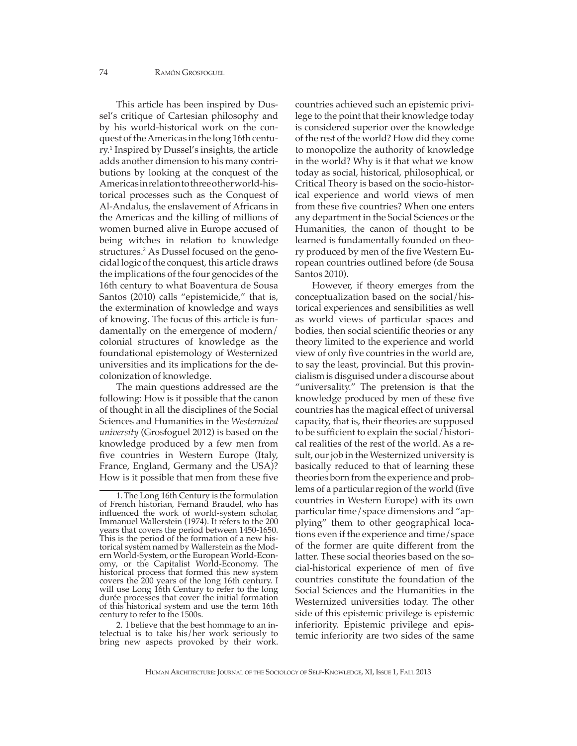This article has been inspired by Dussel's critique of Cartesian philosophy and by his world-historical work on the conquest of the Americas in the long 16th century.[1] Inspired by Dussel's insights, the article adds another dimension to his many contributions by looking at the conquest of the Americas in relation to three other world-historical processes such as the Conquest of Al-Andalus, the enslavement of Africans in the Americas and the killing of millions of women burned alive in Europe accused of being witches in relation to knowledge structures.[2] As Dussel focused on the genocidal logic of the conquest, this article draws the implications of the four genocides of the 16th century to what Boaventura de Sousa Santos (2010) calls "epistemicide," that is, the extermination of knowledge and ways of knowing. The focus of this article is fundamentally on the emergence of modern/colonial structures of knowledge as the foundational epistemology of Westernized universities and its implications for the decolonization of knowledge.

The main questions addressed are the following: How is it possible that the canon of thought in all the disciplines of the Social Sciences and Humanities in the *Westernized university* (Grosfoguel 2012) is based on the knowledge produced by a few men from five countries in Western Europe (Italy, France, England, Germany and the USA)? How is it possible that men from these five countries achieved such an epistemic privilege to the point that their knowledge today is considered superior over the knowledge of the rest of the world? How did they come to monopolize the authority of knowledge in the world? Why is it that what we know today as social, historical, philosophical, or Critical Theory is based on the socio-historical experience and world views of men from these five countries? When one enters any department in the Social Sciences or the Humanities, the canon of thought to be learned is fundamentally founded on theory produced by men of the five Western European countries outlined before (de Sousa Santos 2010).

However, if theory emerges from the conceptualization based on the social/historical experiences and sensibilities as well as world views of particular spaces and bodies, then social scientific theories or any theory limited to the experience and world view of only five countries in the world are, to say the least, provincial. But this provincialism is disguised under a discourse about "universality." The pretension is that the knowledge produced by men of these five countries has the magical effect of universal capacity, that is, their theories are supposed to be sufficient to explain the social/historical realities of the rest of the world. As a result, our job in the Westernized university is basically reduced to that of learning these theories born from the experience and problems of a particular region of the world (five countries in Western Europe) with its own particular time/space dimensions and "applying" them to other geographical locations even if the experience and time/space of the former are quite different from the latter. These social theories based on the social-historical experience of men of five countries constitute the foundation of the Social Sciences and the Humanities in the Westernized universities today. The other side of this epistemic privilege is epistemic inferiority. Epistemic privilege and epistemic inferiority are two sides of the same

---

1. The Long 16th Century is the formulation of French historian, Fernand Braudel, who has influenced the work of world-system scholar, Immanuel Wallerstein (1974). It refers to the 200 years that covers the period between 1450-1650. This is the period of the formation of a new historical system named by Wallerstein as the Modern World-System, or the European World-Economy, or the Capitalist World-Economy. The historical process that formed this new system covers the 200 years of the long 16th century. I will use Long 16th Century to refer to the long durée processes that cover the initial formation of this historical system and use the term 16th century to refer to the 1500s.

2. I believe that the best hommage to an intelectual is to take his/her work seriously to bring new aspects provoked by their work.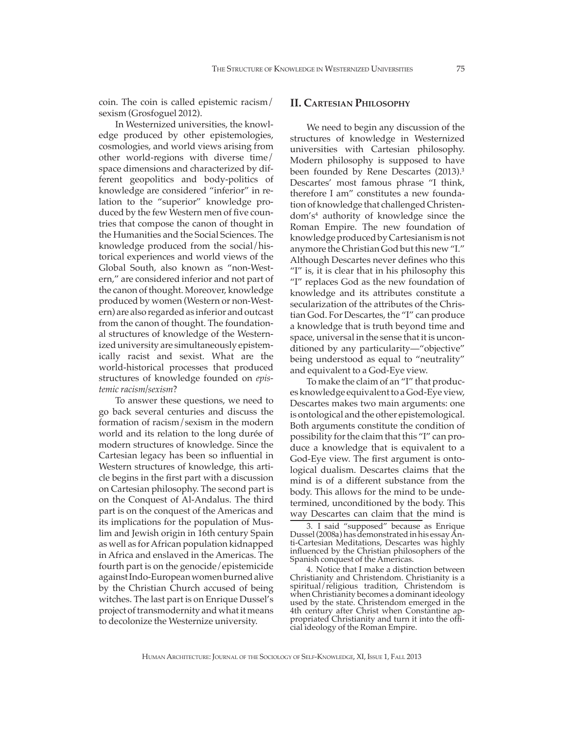coin. The coin is called epistemic racism/sexism (Grosfoguel 2012).

In Westernized universities, the knowledge produced by other epistemologies, cosmologies, and world views arising from other world-regions with diverse time/space dimensions and characterized by different geopolitics and body-politics of knowledge are considered "inferior" in relation to the "superior" knowledge produced by the few Western men of five countries that compose the canon of thought in the Humanities and the Social Sciences. The knowledge produced from the social/historical experiences and world views of the Global South, also known as "non-Western," are considered inferior and not part of the canon of thought. Moreover, knowledge produced by women (Western or non-Western) are also regarded as inferior and outcast from the canon of thought. The foundational structures of knowledge of the Westernized university are simultaneously epistemically racist and sexist. What are the world-historical processes that produced structures of knowledge founded on *epistemic racism/sexism*?

To answer these questions, we need to go back several centuries and discuss the formation of racism/sexism in the modern world and its relation to the long durée of modern structures of knowledge. Since the Cartesian legacy has been so influential in Western structures of knowledge, this article begins in the first part with a discussion on Cartesian philosophy. The second part is on the Conquest of Al-Andalus. The third part is on the conquest of the Americas and its implications for the population of Muslim and Jewish origin in 16th century Spain as well as for African population kidnapped in Africa and enslaved in the Americas. The fourth part is on the genocide/epistemicide against Indo-European women burned alive by the Christian Church accused of being witches. The last part is on Enrique Dussel's project of transmodernity and what it means to decolonize the Westernize university.

## II. Cartesian Philosophy

We need to begin any discussion of the structures of knowledge in Westernized universities with Cartesian philosophy. Modern philosophy is supposed to have been founded by Rene Descartes (2013).[3] Descartes' most famous phrase "I think, therefore I am" constitutes a new foundation of knowledge that challenged Christendom's[4] authority of knowledge since the Roman Empire. The new foundation of knowledge produced by Cartesianism is not anymore the Christian God but this new "I." Although Descartes never defines who this "I" is, it is clear that in his philosophy this "I" replaces God as the new foundation of knowledge and its attributes constitute a secularization of the attributes of the Christian God. For Descartes, the "I" can produce a knowledge that is truth beyond time and space, universal in the sense that it is unconditioned by any particularity—"objective" being understood as equal to "neutrality" and equivalent to a God-Eye view.

To make the claim of an "I" that produces knowledge equivalent to a God-Eye view, Descartes makes two main arguments: one is ontological and the other epistemological. Both arguments constitute the condition of possibility for the claim that this "I" can produce a knowledge that is equivalent to a God-Eye view. The first argument is ontological dualism. Descartes claims that the mind is of a different substance from the body. This allows for the mind to be undetermined, unconditioned by the body. This way Descartes can claim that the mind is

3. I said "supposed" because as Enrique Dussel (2008a) has demonstrated in his essay Anti-Cartesian Meditations, Descartes was highly influenced by the Christian philosophers of the Spanish conquest of the Americas.

4. Notice that I make a distinction between Christianity and Christendom. Christianity is a spiritual/religious tradition, Christendom is when Christianity becomes a dominant ideology used by the state. Christendom emerged in the 4th century after Christ when Constantine appropriated Christianity and turn it into the official ideology of the Roman Empire.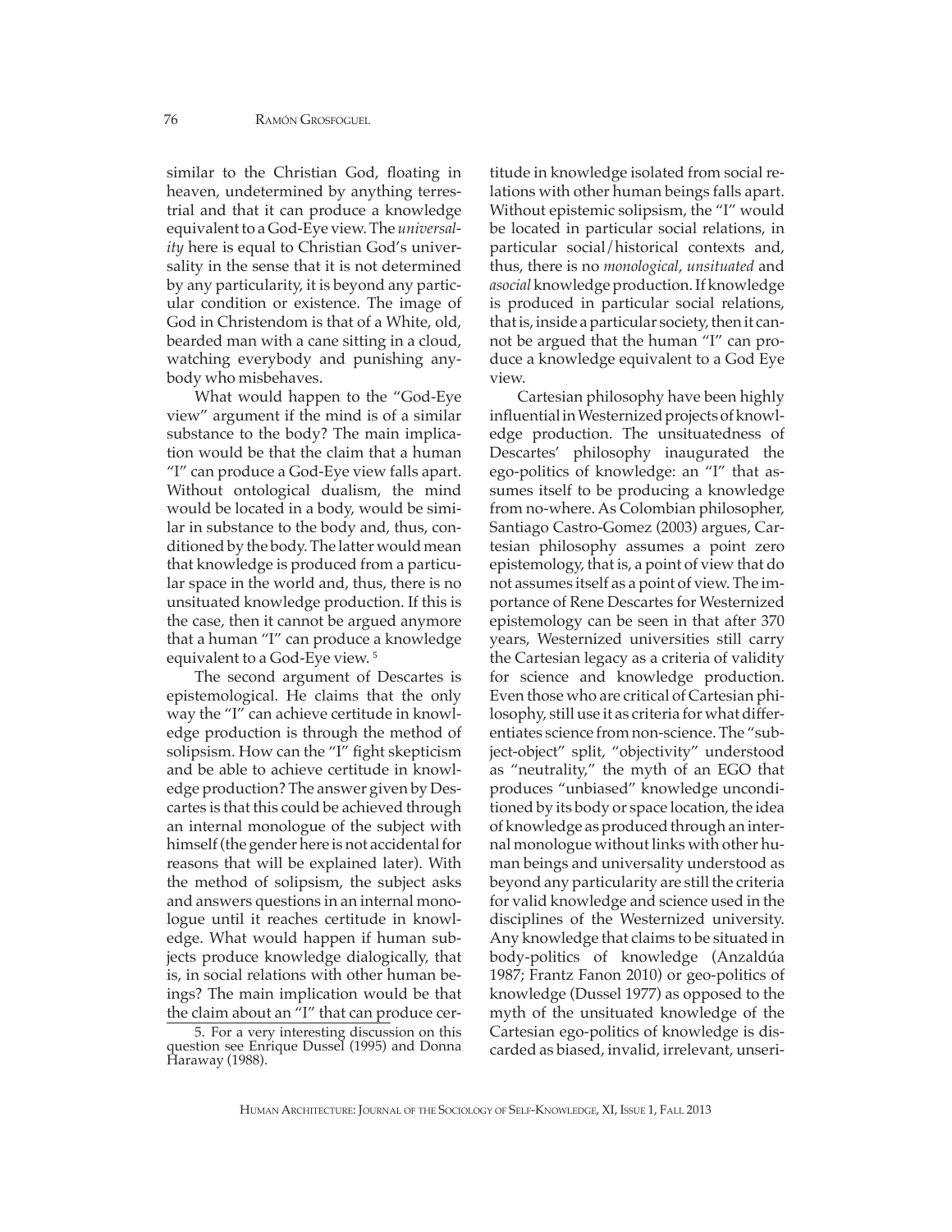similar to the Christian God, floating in heaven, undetermined by anything terrestrial and that it can produce a knowledge equivalent to a God-Eye view. The *universality* here is equal to Christian God's universality in the sense that it is not determined by any particularity, it is beyond any particular condition or existence. The image of God in Christendom is that of a White, old, bearded man with a cane sitting in a cloud, watching everybody and punishing anybody who misbehaves.

What would happen to the "God-Eye view" argument if the mind is of a similar substance to the body? The main implication would be that the claim that a human "I" can produce a God-Eye view falls apart. Without ontological dualism, the mind would be located in a body, would be similar in substance to the body and, thus, conditioned by the body. The latter would mean that knowledge is produced from a particular space in the world and, thus, there is no unsituated knowledge production. If this is the case, then it cannot be argued anymore that a human "I" can produce a knowledge equivalent to a God-Eye view. [5]

The second argument of Descartes is epistemological. He claims that the only way the "I" can achieve certitude in knowledge production is through the method of solipsism. How can the "I" fight skepticism and be able to achieve certitude in knowledge production? The answer given by Descartes is that this could be achieved through an internal monologue of the subject with himself (the gender here is not accidental for reasons that will be explained later). With the method of solipsism, the subject asks and answers questions in an internal monologue until it reaches certitude in knowledge. What would happen if human subjects produce knowledge dialogically, that is, in social relations with other human beings? The main implication would be that the claim about an "I" that can produce certitude in knowledge isolated from social relations with other human beings falls apart. Without epistemic solipsism, the "I" would be located in particular social relations, in particular social/historical contexts and, thus, there is no *monological*, *unsituated* and *asocial* knowledge production. If knowledge is produced in particular social relations, that is, inside a particular society, then it cannot be argued that the human "I" can produce a knowledge equivalent to a God Eye view.

Cartesian philosophy have been highly influential in Westernized projects of knowledge production. The unsituatedness of Descartes' philosophy inaugurated the ego-politics of knowledge: an "I" that assumes itself to be producing a knowledge from no-where. As Colombian philosopher, Santiago Castro-Gomez (2003) argues, Cartesian philosophy assumes a point zero epistemology, that is, a point of view that do not assumes itself as a point of view. The importance of Rene Descartes for Westernized epistemology can be seen in that after 370 years, Westernized universities still carry the Cartesian legacy as a criteria of validity for science and knowledge production. Even those who are critical of Cartesian philosophy, still use it as criteria for what differentiates science from non-science. The "subject-object" split, "objectivity" understood as "neutrality," the myth of an EGO that produces "unbiased" knowledge unconditioned by its body or space location, the idea of knowledge as produced through an internal monologue without links with other human beings and universality understood as beyond any particularity are still the criteria for valid knowledge and science used in the disciplines of the Westernized university. Any knowledge that claims to be situated in body-politics of knowledge (Anzaldúa 1987; Frantz Fanon 2010) or geo-politics of knowledge (Dussel 1977) as opposed to the myth of the unsituated knowledge of the Cartesian ego-politics of knowledge is discarded as biased, invalid, irrelevant, unseri-

5. For a very interesting discussion on this question see Enrique Dussel (1995) and Donna Haraway (1988).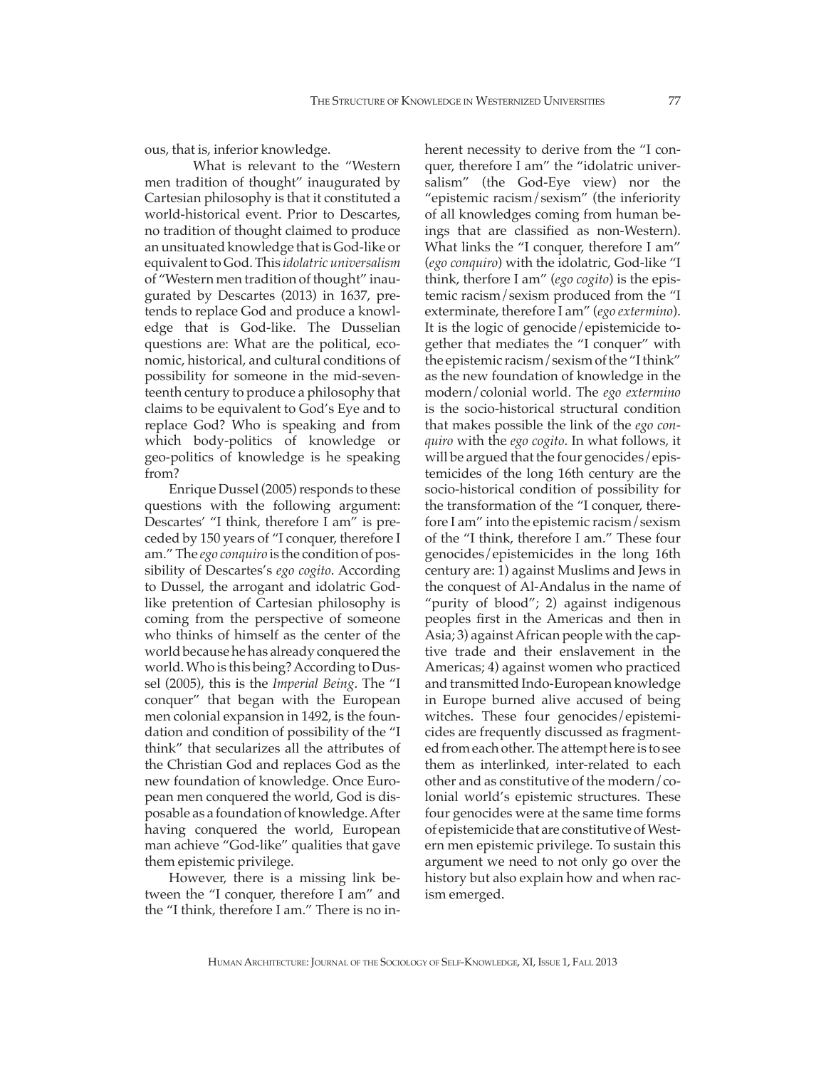ous, that is, inferior knowledge.

What is relevant to the "Western men tradition of thought" inaugurated by Cartesian philosophy is that it constituted a world-historical event. Prior to Descartes, no tradition of thought claimed to produce an unsituated knowledge that is God-like or equivalent to God. This *idolatric universalism* of "Western men tradition of thought" inaugurated by Descartes (2013) in 1637, pretends to replace God and produce a knowledge that is God-like. The Dusselian questions are: What are the political, economic, historical, and cultural conditions of possibility for someone in the mid-seventeenth century to produce a philosophy that claims to be equivalent to God's Eye and to replace God? Who is speaking and from which body-politics of knowledge or geo-politics of knowledge is he speaking from?

Enrique Dussel (2005) responds to these questions with the following argument: Descartes' "I think, therefore I am" is preceded by 150 years of "I conquer, therefore I am." The *ego conquiro* is the condition of possibility of Descartes's *ego cogito*. According to Dussel, the arrogant and idolatric God-like pretention of Cartesian philosophy is coming from the perspective of someone who thinks of himself as the center of the world because he has already conquered the world. Who is this being? According to Dussel (2005), this is the *Imperial Being*. The "I conquer" that began with the European men colonial expansion in 1492, is the foundation and condition of possibility of the "I think" that secularizes all the attributes of the Christian God and replaces God as the new foundation of knowledge. Once European men conquered the world, God is disposable as a foundation of knowledge. After having conquered the world, European man achieve "God-like" qualities that gave them epistemic privilege.

However, there is a missing link between the "I conquer, therefore I am" and the "I think, therefore I am." There is no inherent necessity to derive from the "I conquer, therefore I am" the "idolatric universalism" (the God-Eye view) nor the "epistemic racism/sexism" (the inferiority of all knowledges coming from human beings that are classified as non-Western). What links the "I conquer, therefore I am" (*ego conquiro*) with the idolatric, God-like "I think, therfore I am" (*ego cogito*) is the epistemic racism/sexism produced from the "I exterminate, therefore I am" (*ego extermino*). It is the logic of genocide/epistemicide together that mediates the "I conquer" with the epistemic racism/sexism of the "I think" as the new foundation of knowledge in the modern/colonial world. The *ego extermino* is the socio-historical structural condition that makes possible the link of the *ego conquiro* with the *ego cogito*. In what follows, it will be argued that the four genocides/epistemicides of the long 16th century are the socio-historical condition of possibility for the transformation of the "I conquer, therefore I am" into the epistemic racism/sexism of the "I think, therefore I am." These four genocides/epistemicides in the long 16th century are: 1) against Muslims and Jews in the conquest of Al-Andalus in the name of "purity of blood"; 2) against indigenous peoples first in the Americas and then in Asia; 3) against African people with the captive trade and their enslavement in the Americas; 4) against women who practiced and transmitted Indo-European knowledge in Europe burned alive accused of being witches. These four genocides/epistemicides are frequently discussed as fragmented from each other. The attempt here is to see them as interlinked, inter-related to each other and as constitutive of the modern/colonial world's epistemic structures. These four genocides were at the same time forms of epistemicide that are constitutive of Western men epistemic privilege. To sustain this argument we need to not only go over the history but also explain how and when racism emerged.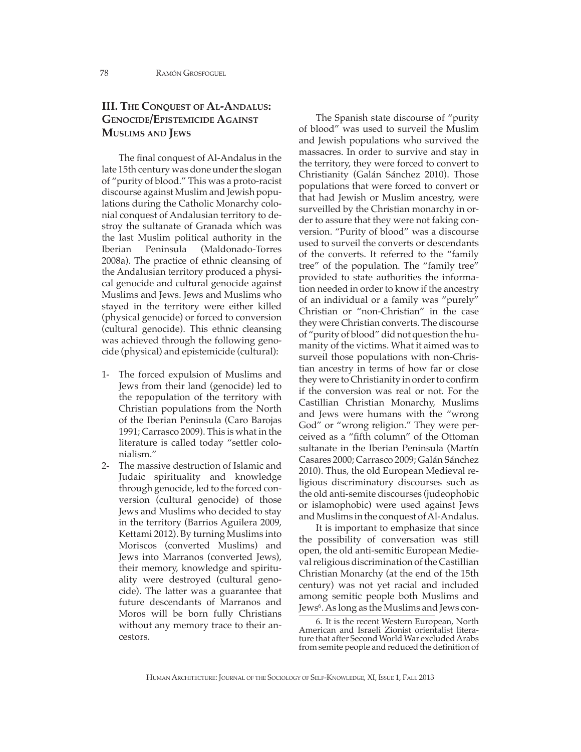## III. The Conquest of Al-Andalus: Genocide/Epistemicide Against Muslims and Jews

The final conquest of Al-Andalus in the late 15th century was done under the slogan of "purity of blood." This was a proto-racist discourse against Muslim and Jewish populations during the Catholic Monarchy colonial conquest of Andalusian territory to destroy the sultanate of Granada which was the last Muslim political authority in the Iberian Peninsula (Maldonado-Torres 2008a). The practice of ethnic cleansing of the Andalusian territory produced a physical genocide and cultural genocide against Muslims and Jews. Jews and Muslims who stayed in the territory were either killed (physical genocide) or forced to conversion (cultural genocide). This ethnic cleansing was achieved through the following genocide (physical) and epistemicide (cultural):

1- The forced expulsion of Muslims and Jews from their land (genocide) led to the repopulation of the territory with Christian populations from the North of the Iberian Peninsula (Caro Barojas 1991; Carrasco 2009). This is what in the literature is called today "settler colonialism."

2- The massive destruction of Islamic and Judaic spirituality and knowledge through genocide, led to the forced conversion (cultural genocide) of those Jews and Muslims who decided to stay in the territory (Barrios Aguilera 2009, Kettami 2012). By turning Muslims into Moriscos (converted Muslims) and Jews into Marranos (converted Jews), their memory, knowledge and spirituality were destroyed (cultural genocide). The latter was a guarantee that future descendants of Marranos and Moros will be born fully Christians without any memory trace to their ancestors.

The Spanish state discourse of "purity of blood" was used to surveil the Muslim and Jewish populations who survived the massacres. In order to survive and stay in the territory, they were forced to convert to Christianity (Galán Sánchez 2010). Those populations that were forced to convert or that had Jewish or Muslim ancestry, were surveilled by the Christian monarchy in order to assure that they were not faking conversion. "Purity of blood" was a discourse used to surveil the converts or descendants of the converts. It referred to the "family tree" of the population. The "family tree" provided to state authorities the information needed in order to know if the ancestry of an individual or a family was "purely" Christian or "non-Christian" in the case they were Christian converts. The discourse of "purity of blood" did not question the humanity of the victims. What it aimed was to surveil those populations with non-Christian ancestry in terms of how far or close they were to Christianity in order to confirm if the conversion was real or not. For the Castillian Christian Monarchy, Muslims and Jews were humans with the "wrong God" or "wrong religion." They were perceived as a "fifth column" of the Ottoman sultanate in the Iberian Peninsula (Martín Casares 2000; Carrasco 2009; Galán Sánchez 2010). Thus, the old European Medieval religious discriminatory discourses such as the old anti-semite discourses (judeophobic or islamophobic) were used against Jews and Muslims in the conquest of Al-Andalus.

It is important to emphasize that since the possibility of conversation was still open, the old anti-semitic European Medieval religious discrimination of the Castillian Christian Monarchy (at the end of the 15th century) was not yet racial and included among semitic people both Muslims and Jews[6]. As long as the Muslims and Jews con-

6. It is the recent Western European, North American and Israeli Zionist orientalist literature that after Second World War excluded Arabs from semite people and reduced the definition of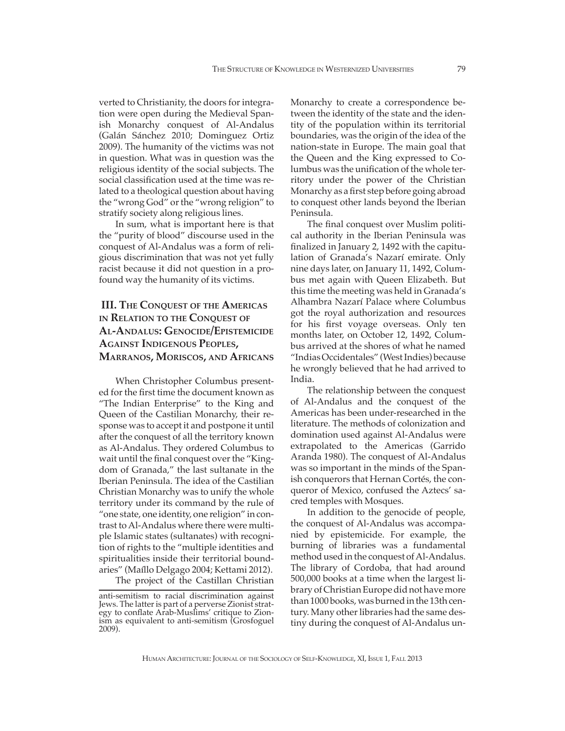verted to Christianity, the doors for integration were open during the Medieval Spanish Monarchy conquest of Al-Andalus (Galán Sánchez 2010; Dominguez Ortiz 2009). The humanity of the victims was not in question. What was in question was the religious identity of the social subjects. The social classification used at the time was related to a theological question about having the "wrong God" or the "wrong religion" to stratify society along religious lines.

In sum, what is important here is that the "purity of blood" discourse used in the conquest of Al-Andalus was a form of religious discrimination that was not yet fully racist because it did not question in a profound way the humanity of its victims.

## III. The Conquest of the Americas in Relation to the Conquest of Al-Andalus: Genocide/Epistemicide Against Indigenous Peoples, Marranos, Moriscos, and Africans

When Christopher Columbus presented for the first time the document known as "The Indian Enterprise" to the King and Queen of the Castilian Monarchy, their response was to accept it and postpone it until after the conquest of all the territory known as Al-Andalus. They ordered Columbus to wait until the final conquest over the "Kingdom of Granada," the last sultanate in the Iberian Peninsula. The idea of the Castilian Christian Monarchy was to unify the whole territory under its command by the rule of "one state, one identity, one religion" in contrast to Al-Andalus where there were multiple Islamic states (sultanates) with recognition of rights to the "multiple identities and spiritualities inside their territorial boundaries" (Maíllo Delgago 2004; Kettami 2012).

The project of the Castillan Christian Monarchy to create a correspondence between the identity of the state and the identity of the population within its territorial boundaries, was the origin of the idea of the nation-state in Europe. The main goal that the Queen and the King expressed to Columbus was the unification of the whole territory under the power of the Christian Monarchy as a first step before going abroad to conquest other lands beyond the Iberian Peninsula.

The final conquest over Muslim political authority in the Iberian Peninsula was finalized in January 2, 1492 with the capitulation of Granada's Nazarí emirate. Only nine days later, on January 11, 1492, Columbus met again with Queen Elizabeth. But this time the meeting was held in Granada's Alhambra Nazarí Palace where Columbus got the royal authorization and resources for his first voyage overseas. Only ten months later, on October 12, 1492, Columbus arrived at the shores of what he named "Indias Occidentales" (West Indies) because he wrongly believed that he had arrived to India.

The relationship between the conquest of Al-Andalus and the conquest of the Americas has been under-researched in the literature. The methods of colonization and domination used against Al-Andalus were extrapolated to the Americas (Garrido Aranda 1980). The conquest of Al-Andalus was so important in the minds of the Spanish conquerors that Hernan Cortés, the conqueror of Mexico, confused the Aztecs' sacred temples with Mosques.

In addition to the genocide of people, the conquest of Al-Andalus was accompanied by epistemicide. For example, the burning of libraries was a fundamental method used in the conquest of Al-Andalus. The library of Cordoba, that had around 500,000 books at a time when the largest library of Christian Europe did not have more than 1000 books, was burned in the 13th century. Many other libraries had the same destiny during the conquest of Al-Andalus un-

anti-semitism to racial discrimination against Jews. The latter is part of a perverse Zionist strategy to conflate Arab-Muslims' critique to Zionism as equivalent to anti-semitism (Grosfoguel 2009).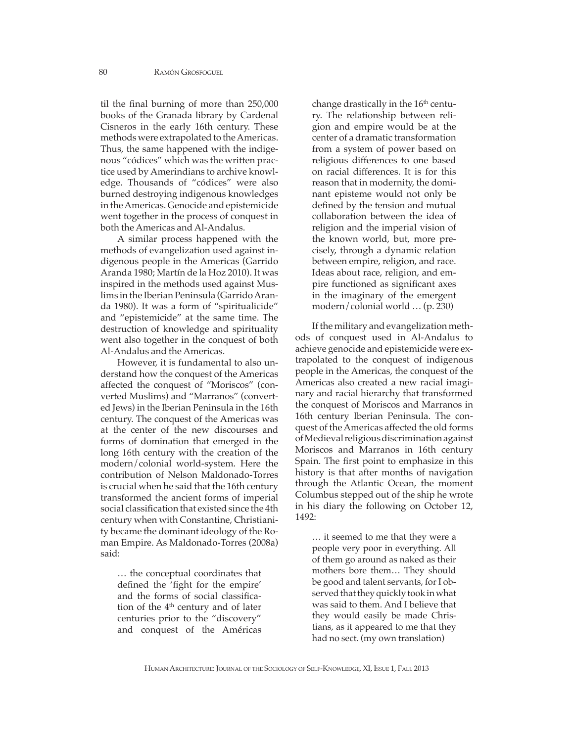til the final burning of more than 250,000 books of the Granada library by Cardenal Cisneros in the early 16th century. These methods were extrapolated to the Americas. Thus, the same happened with the indigenous "códices" which was the written practice used by Amerindians to archive knowledge. Thousands of "códices" were also burned destroying indigenous knowledges in the Americas. Genocide and epistemicide went together in the process of conquest in both the Americas and Al-Andalus.

A similar process happened with the methods of evangelization used against indigenous people in the Americas (Garrido Aranda 1980; Martín de la Hoz 2010). It was inspired in the methods used against Muslims in the Iberian Peninsula (Garrido Aranda 1980). It was a form of "spiritualicide" and "epistemicide" at the same time. The destruction of knowledge and spirituality went also together in the conquest of both Al-Andalus and the Americas.

However, it is fundamental to also understand how the conquest of the Americas affected the conquest of "Moriscos" (converted Muslims) and "Marranos" (converted Jews) in the Iberian Peninsula in the 16th century. The conquest of the Americas was at the center of the new discourses and forms of domination that emerged in the long 16th century with the creation of the modern/colonial world-system. Here the contribution of Nelson Maldonado-Torres is crucial when he said that the 16th century transformed the ancient forms of imperial social classification that existed since the 4th century when with Constantine, Christianity became the dominant ideology of the Roman Empire. As Maldonado-Torres (2008a) said:

> … the conceptual coordinates that defined the 'fight for the empire' and the forms of social classification of the 4th century and of later centuries prior to the "discovery" and conquest of the Américas change drastically in the 16th century. The relationship between religion and empire would be at the center of a dramatic transformation from a system of power based on religious differences to one based on racial differences. It is for this reason that in modernity, the dominant episteme would not only be defined by the tension and mutual collaboration between the idea of religion and the imperial vision of the known world, but, more precisely, through a dynamic relation between empire, religion, and race. Ideas about race, religion, and empire functioned as significant axes in the imaginary of the emergent modern/colonial world … (p. 230)

If the military and evangelization methods of conquest used in Al-Andalus to achieve genocide and epistemicide were extrapolated to the conquest of indigenous people in the Americas, the conquest of the Americas also created a new racial imaginary and racial hierarchy that transformed the conquest of Moriscos and Marranos in 16th century Iberian Peninsula. The conquest of the Americas affected the old forms of Medieval religious discrimination against Moriscos and Marranos in 16th century Spain. The first point to emphasize in this history is that after months of navigation through the Atlantic Ocean, the moment Columbus stepped out of the ship he wrote in his diary the following on October 12, 1492:

> … it seemed to me that they were a people very poor in everything. All of them go around as naked as their mothers bore them… They should be good and talent servants, for I observed that they quickly took in what was said to them. And I believe that they would easily be made Christians, as it appeared to me that they had no sect. (my own translation)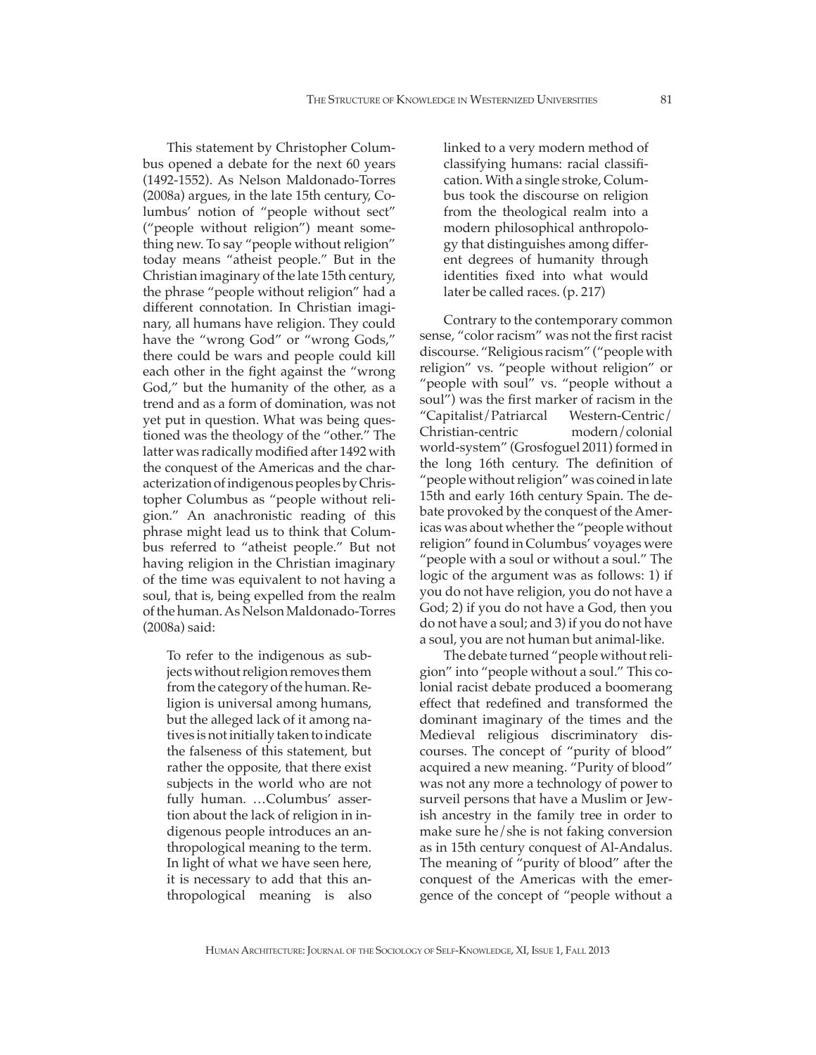This statement by Christopher Columbus opened a debate for the next 60 years (1492-1552). As Nelson Maldonado-Torres (2008a) argues, in the late 15th century, Columbus' notion of "people without sect" ("people without religion") meant something new. To say "people without religion" today means "atheist people." But in the Christian imaginary of the late 15th century, the phrase "people without religion" had a different connotation. In Christian imaginary, all humans have religion. They could have the "wrong God" or "wrong Gods," there could be wars and people could kill each other in the fight against the "wrong God," but the humanity of the other, as a trend and as a form of domination, was not yet put in question. What was being questioned was the theology of the "other." The latter was radically modified after 1492 with the conquest of the Americas and the characterization of indigenous peoples by Christopher Columbus as "people without religion." An anachronistic reading of this phrase might lead us to think that Columbus referred to "atheist people." But not having religion in the Christian imaginary of the time was equivalent to not having a soul, that is, being expelled from the realm of the human. As Nelson Maldonado-Torres (2008a) said:

> To refer to the indigenous as subjects without religion removes them from the category of the human. Religion is universal among humans, but the alleged lack of it among natives is not initially taken to indicate the falseness of this statement, but rather the opposite, that there exist subjects in the world who are not fully human. …Columbus' assertion about the lack of religion in indigenous people introduces an anthropological meaning to the term. In light of what we have seen here, it is necessary to add that this anthropological meaning is also linked to a very modern method of classifying humans: racial classification. With a single stroke, Columbus took the discourse on religion from the theological realm into a modern philosophical anthropology that distinguishes among different degrees of humanity through identities fixed into what would later be called races. (p. 217)

Contrary to the contemporary common sense, "color racism" was not the first racist discourse. "Religious racism" ("people with religion" vs. "people without religion" or "people with soul" vs. "people without a soul") was the first marker of racism in the "Capitalist/Patriarcal Western-Centric/ Christian-centric modern/colonial world-system" (Grosfoguel 2011) formed in the long 16th century. The definition of "people without religion" was coined in late 15th and early 16th century Spain. The debate provoked by the conquest of the Americas was about whether the "people without religion" found in Columbus' voyages were "people with a soul or without a soul." The logic of the argument was as follows: 1) if you do not have religion, you do not have a God; 2) if you do not have a God, then you do not have a soul; and 3) if you do not have a soul, you are not human but animal-like.

The debate turned "people without religion" into "people without a soul." This colonial racist debate produced a boomerang effect that redefined and transformed the dominant imaginary of the times and the Medieval religious discriminatory discourses. The concept of "purity of blood" acquired a new meaning. "Purity of blood" was not any more a technology of power to surveil persons that have a Muslim or Jewish ancestry in the family tree in order to make sure he/she is not faking conversion as in 15th century conquest of Al-Andalus. The meaning of "purity of blood" after the conquest of the Americas with the emergence of the concept of "people without a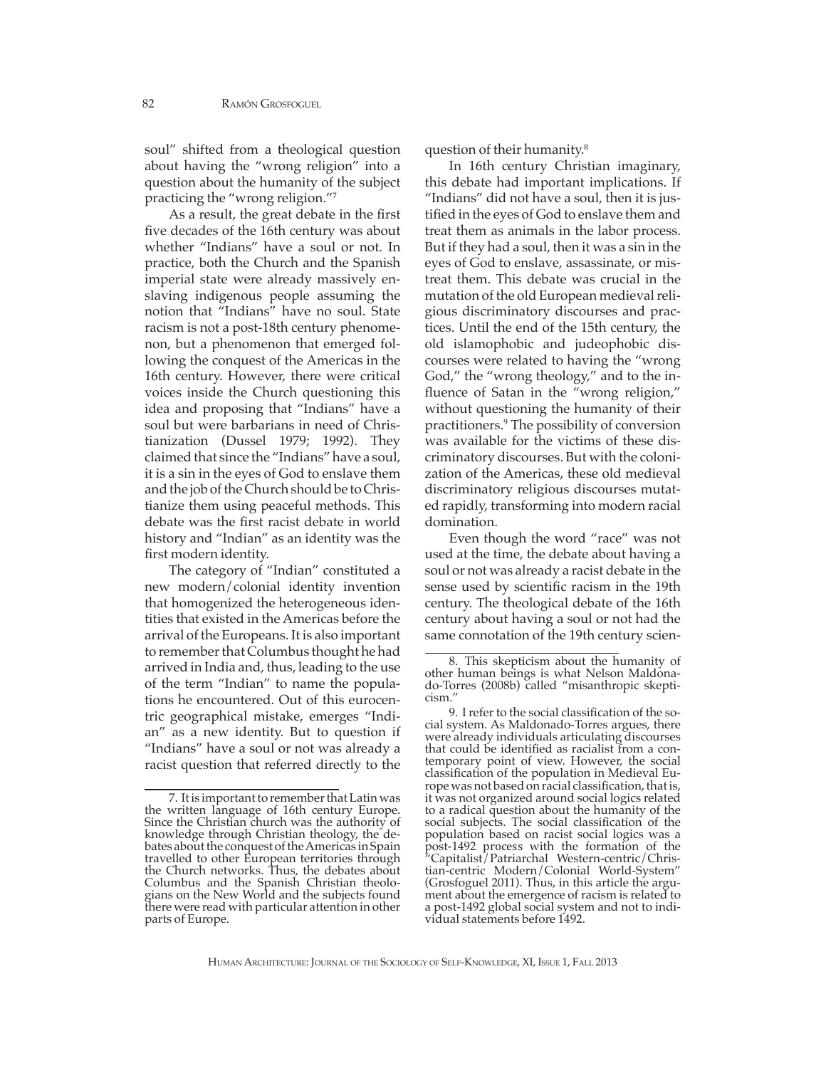soul" shifted from a theological question about having the "wrong religion" into a question about the humanity of the subject practicing the "wrong religion."[7]

As a result, the great debate in the first five decades of the 16th century was about whether "Indians" have a soul or not. In practice, both the Church and the Spanish imperial state were already massively enslaving indigenous people assuming the notion that "Indians" have no soul. State racism is not a post-18th century phenomenon, but a phenomenon that emerged following the conquest of the Americas in the 16th century. However, there were critical voices inside the Church questioning this idea and proposing that "Indians" have a soul but were barbarians in need of Christianization (Dussel 1979; 1992). They claimed that since the "Indians" have a soul, it is a sin in the eyes of God to enslave them and the job of the Church should be to Christianize them using peaceful methods. This debate was the first racist debate in world history and "Indian" as an identity was the first modern identity.

The category of "Indian" constituted a new modern/colonial identity invention that homogenized the heterogeneous identities that existed in the Americas before the arrival of the Europeans. It is also important to remember that Columbus thought he had arrived in India and, thus, leading to the use of the term "Indian" to name the populations he encountered. Out of this eurocentric geographical mistake, emerges "Indian" as a new identity. But to question if "Indians" have a soul or not was already a racist question that referred directly to the question of their humanity.[8]

In 16th century Christian imaginary, this debate had important implications. If "Indians" did not have a soul, then it is justified in the eyes of God to enslave them and treat them as animals in the labor process. But if they had a soul, then it was a sin in the eyes of God to enslave, assassinate, or mistreat them. This debate was crucial in the mutation of the old European medieval religious discriminatory discourses and practices. Until the end of the 15th century, the old islamophobic and judeophobic discourses were related to having the "wrong God," the "wrong theology," and to the influence of Satan in the "wrong religion," without questioning the humanity of their practitioners.[9] The possibility of conversion was available for the victims of these discriminatory discourses. But with the colonization of the Americas, these old medieval discriminatory religious discourses mutated rapidly, transforming into modern racial domination.

Even though the word "race" was not used at the time, the debate about having a soul or not was already a racist debate in the sense used by scientific racism in the 19th century. The theological debate of the 16th century about having a soul or not had the same connotation of the 19th century scien-

---

7. It is important to remember that Latin was the written language of 16th century Europe. Since the Christian church was the authority of knowledge through Christian theology, the debates about the conquest of the Americas in Spain travelled to other European territories through the Church networks. Thus, the debates about Columbus and the Spanish Christian theologians on the New World and the subjects found there were read with particular attention in other parts of Europe.

8. This skepticism about the humanity of other human beings is what Nelson Maldonado-Torres (2008b) called "misanthropic skepticism."

9. I refer to the social classification of the social system. As Maldonado-Torres argues, there were already individuals articulating discourses that could be identified as racialist from a contemporary point of view. However, the social classification of the population in Medieval Europe was not based on racial classification, that is, it was not organized around social logics related to a radical question about the humanity of the social subjects. The social classification of the population based on racist social logics was a post-1492 process with the formation of the "Capitalist/Patriarchal Western-centric/Christian-centric Modern/Colonial World-System" (Grosfoguel 2011). Thus, in this article the argument about the emergence of racism is related to a post-1492 global social system and not to individual statements before 1492.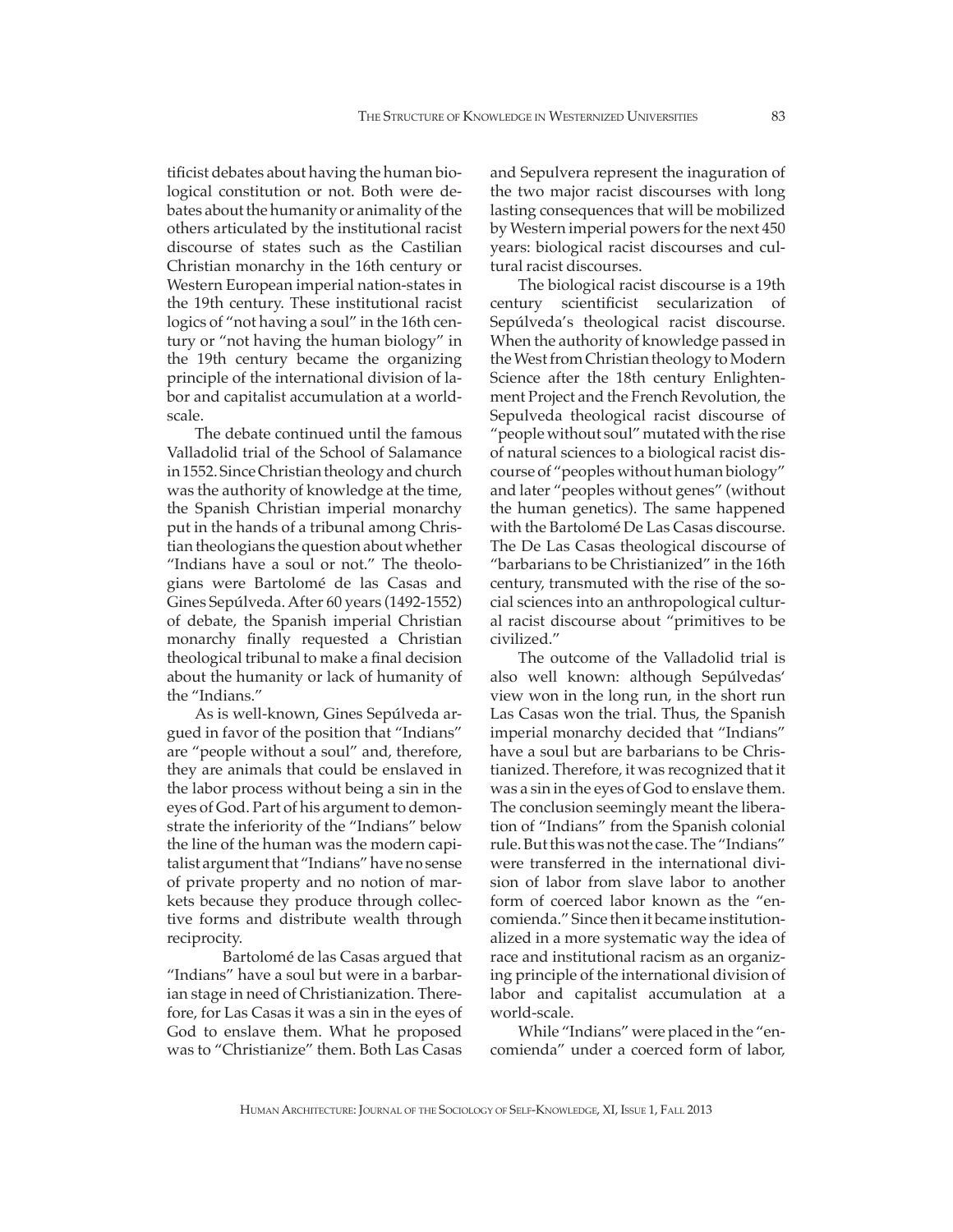tificist debates about having the human biological constitution or not. Both were debates about the humanity or animality of the others articulated by the institutional racist discourse of states such as the Castilian Christian monarchy in the 16th century or Western European imperial nation-states in the 19th century. These institutional racist logics of "not having a soul" in the 16th century or "not having the human biology" in the 19th century became the organizing principle of the international division of labor and capitalist accumulation at a world-scale.

The debate continued until the famous Valladolid trial of the School of Salamance in 1552. Since Christian theology and church was the authority of knowledge at the time, the Spanish Christian imperial monarchy put in the hands of a tribunal among Christian theologians the question about whether "Indians have a soul or not." The theologians were Bartolomé de las Casas and Gines Sepúlveda. After 60 years (1492-1552) of debate, the Spanish imperial Christian monarchy finally requested a Christian theological tribunal to make a final decision about the humanity or lack of humanity of the "Indians."

As is well-known, Gines Sepúlveda argued in favor of the position that "Indians" are "people without a soul" and, therefore, they are animals that could be enslaved in the labor process without being a sin in the eyes of God. Part of his argument to demonstrate the inferiority of the "Indians" below the line of the human was the modern capitalist argument that "Indians" have no sense of private property and no notion of markets because they produce through collective forms and distribute wealth through reciprocity.

Bartolomé de las Casas argued that "Indians" have a soul but were in a barbarian stage in need of Christianization. Therefore, for Las Casas it was a sin in the eyes of God to enslave them. What he proposed was to "Christianize" them. Both Las Casas and Sepulvera represent the inaguration of the two major racist discourses with long lasting consequences that will be mobilized by Western imperial powers for the next 450 years: biological racist discourses and cultural racist discourses.

The biological racist discourse is a 19th century scientificist secularization of Sepúlveda's theological racist discourse. When the authority of knowledge passed in the West from Christian theology to Modern Science after the 18th century Enlightenment Project and the French Revolution, the Sepulveda theological racist discourse of "people without soul" mutated with the rise of natural sciences to a biological racist discourse of "peoples without human biology" and later "peoples without genes" (without the human genetics). The same happened with the Bartolomé De Las Casas discourse. The De Las Casas theological discourse of "barbarians to be Christianized" in the 16th century, transmuted with the rise of the social sciences into an anthropological cultural racist discourse about "primitives to be civilized."

The outcome of the Valladolid trial is also well known: although Sepúlvedas' view won in the long run, in the short run Las Casas won the trial. Thus, the Spanish imperial monarchy decided that "Indians" have a soul but are barbarians to be Christianized. Therefore, it was recognized that it was a sin in the eyes of God to enslave them. The conclusion seemingly meant the liberation of "Indians" from the Spanish colonial rule. But this was not the case. The "Indians" were transferred in the international division of labor from slave labor to another form of coerced labor known as the "encomienda." Since then it became institutionalized in a more systematic way the idea of race and institutional racism as an organizing principle of the international division of labor and capitalist accumulation at a world-scale.

While "Indians" were placed in the "encomienda" under a coerced form of labor,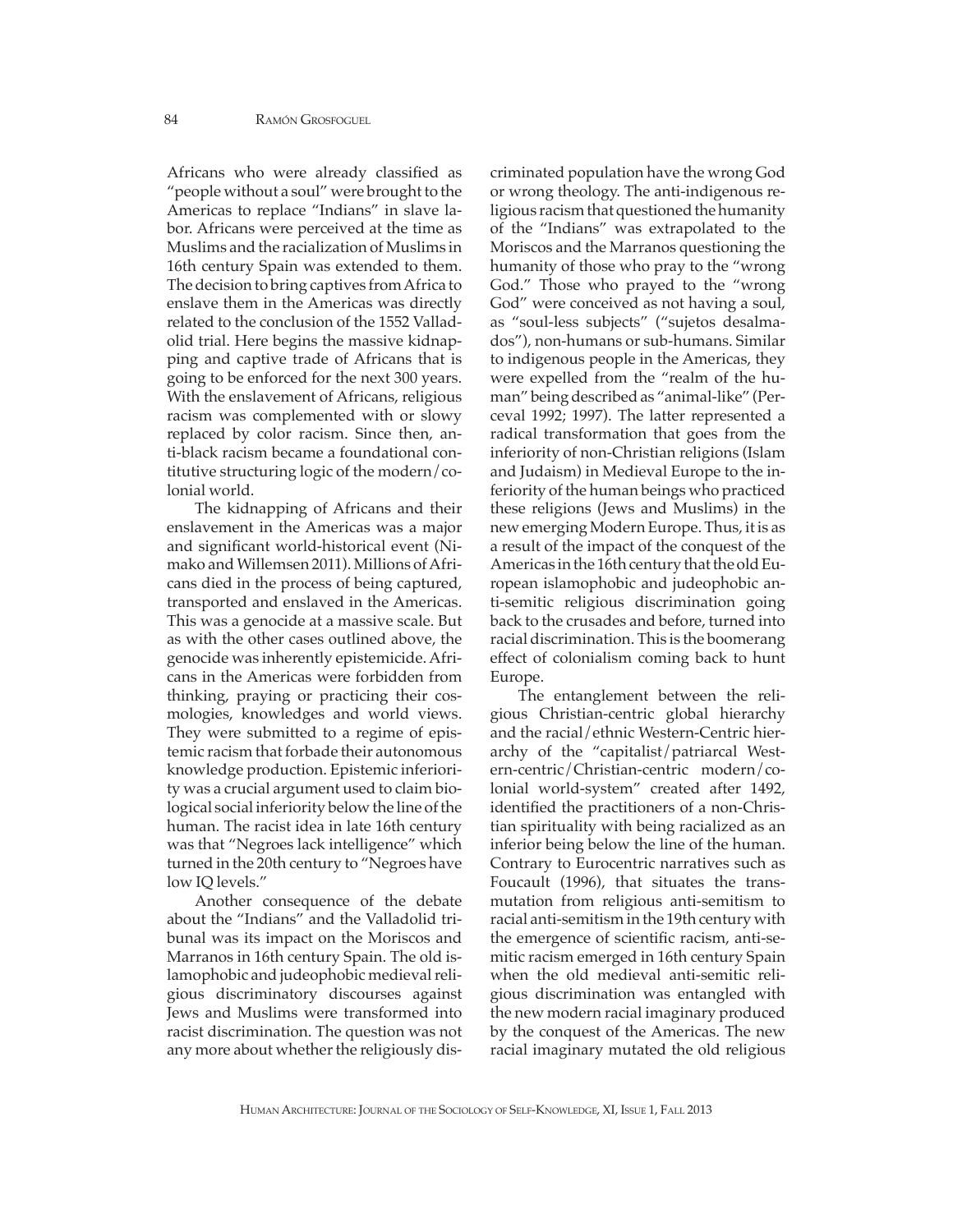Africans who were already classified as "people without a soul" were brought to the Americas to replace "Indians" in slave labor. Africans were perceived at the time as Muslims and the racialization of Muslims in 16th century Spain was extended to them. The decision to bring captives from Africa to enslave them in the Americas was directly related to the conclusion of the 1552 Valladolid trial. Here begins the massive kidnapping and captive trade of Africans that is going to be enforced for the next 300 years. With the enslavement of Africans, religious racism was complemented with or slowy replaced by color racism. Since then, anti-black racism became a foundational contitutive structuring logic of the modern/colonial world.

The kidnapping of Africans and their enslavement in the Americas was a major and significant world-historical event (Nimako and Willemsen 2011). Millions of Africans died in the process of being captured, transported and enslaved in the Americas. This was a genocide at a massive scale. But as with the other cases outlined above, the genocide was inherently epistemicide. Africans in the Americas were forbidden from thinking, praying or practicing their cosmologies, knowledges and world views. They were submitted to a regime of epistemic racism that forbade their autonomous knowledge production. Epistemic inferiority was a crucial argument used to claim biological social inferiority below the line of the human. The racist idea in late 16th century was that "Negroes lack intelligence" which turned in the 20th century to "Negroes have low IQ levels."

Another consequence of the debate about the "Indians" and the Valladolid tribunal was its impact on the Moriscos and Marranos in 16th century Spain. The old islamophobic and judeophobic medieval religious discriminatory discourses against Jews and Muslims were transformed into racist discrimination. The question was not any more about whether the religiously discriminated population have the wrong God or wrong theology. The anti-indigenous religious racism that questioned the humanity of the "Indians" was extrapolated to the Moriscos and the Marranos questioning the humanity of those who pray to the "wrong God." Those who prayed to the "wrong God" were conceived as not having a soul, as "soul-less subjects" ("sujetos desalmados"), non-humans or sub-humans. Similar to indigenous people in the Americas, they were expelled from the "realm of the human" being described as "animal-like" (Perceval 1992; 1997). The latter represented a radical transformation that goes from the inferiority of non-Christian religions (Islam and Judaism) in Medieval Europe to the inferiority of the human beings who practiced these religions (Jews and Muslims) in the new emerging Modern Europe. Thus, it is as a result of the impact of the conquest of the Americas in the 16th century that the old European islamophobic and judeophobic anti-semitic religious discrimination going back to the crusades and before, turned into racial discrimination. This is the boomerang effect of colonialism coming back to hunt Europe.

The entanglement between the religious Christian-centric global hierarchy and the racial/ethnic Western-Centric hierarchy of the "capitalist/patriarcal Western-centric/Christian-centric modern/colonial world-system" created after 1492, identified the practitioners of a non-Christian spirituality with being racialized as an inferior being below the line of the human. Contrary to Eurocentric narratives such as Foucault (1996), that situates the transmutation from religious anti-semitism to racial anti-semitism in the 19th century with the emergence of scientific racism, anti-semitic racism emerged in 16th century Spain when the old medieval anti-semitic religious discrimination was entangled with the new modern racial imaginary produced by the conquest of the Americas. The new racial imaginary mutated the old religious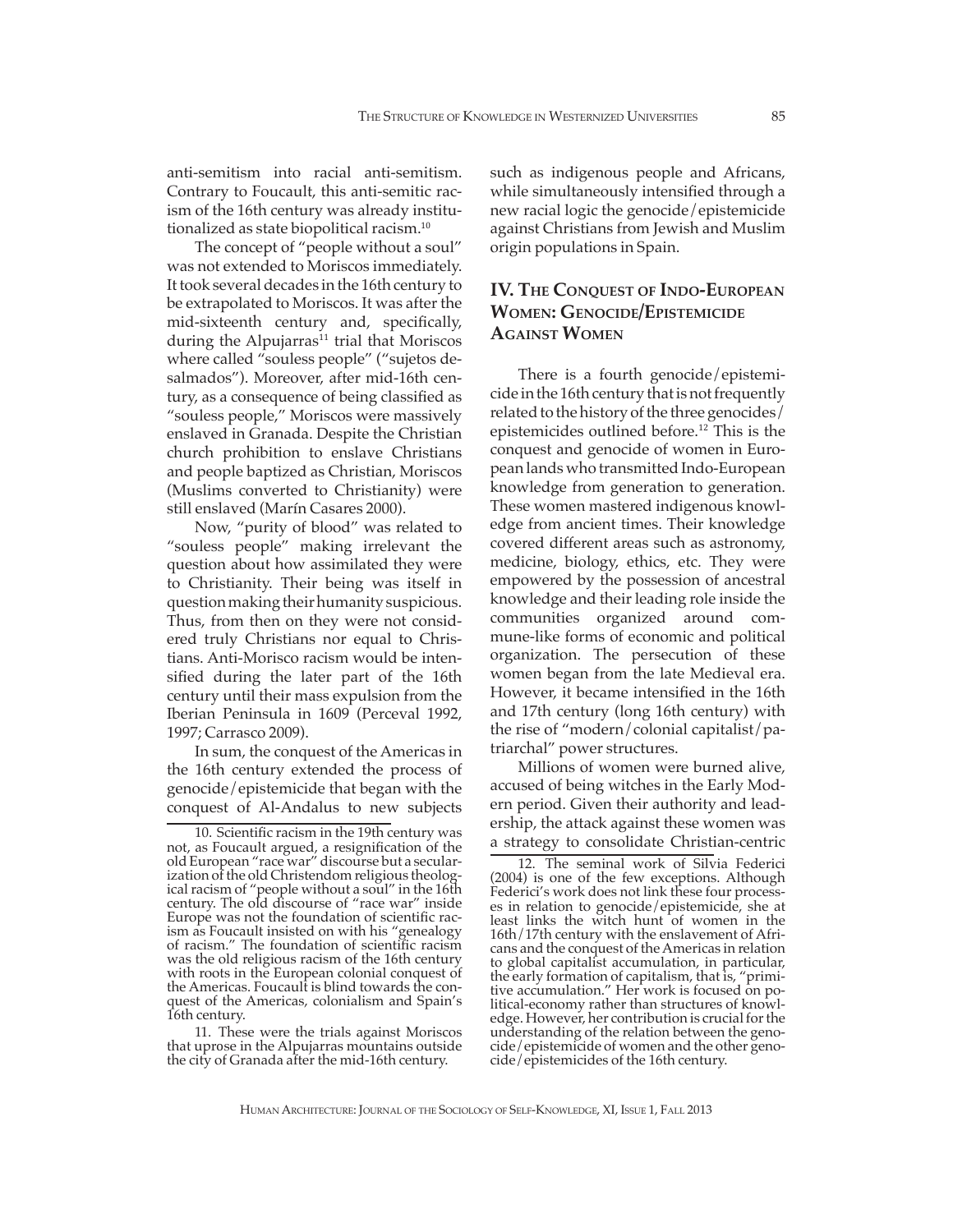anti-semitism into racial anti-semitism. Contrary to Foucault, this anti-semitic racism of the 16th century was already institutionalized as state biopolitical racism.[10]

The concept of "people without a soul" was not extended to Moriscos immediately. It took several decades in the 16th century to be extrapolated to Moriscos. It was after the mid-sixteenth century and, specifically, during the Alpujarras[11] trial that Moriscos where called "souless people" ("sujetos desalmados"). Moreover, after mid-16th century, as a consequence of being classified as "souless people," Moriscos were massively enslaved in Granada. Despite the Christian church prohibition to enslave Christians and people baptized as Christian, Moriscos (Muslims converted to Christianity) were still enslaved (Marín Casares 2000).

Now, "purity of blood" was related to "souless people" making irrelevant the question about how assimilated they were to Christianity. Their being was itself in question making their humanity suspicious. Thus, from then on they were not considered truly Christians nor equal to Christians. Anti-Morisco racism would be intensified during the later part of the 16th century until their mass expulsion from the Iberian Peninsula in 1609 (Perceval 1992, 1997; Carrasco 2009).

In sum, the conquest of the Americas in the 16th century extended the process of genocide/epistemicide that began with the conquest of Al-Andalus to new subjects such as indigenous people and Africans, while simultaneously intensified through a new racial logic the genocide/epistemicide against Christians from Jewish and Muslim origin populations in Spain.

## IV. The Conquest of Indo-European Women: Genocide/Epistemicide Against Women

There is a fourth genocide/epistemicide in the 16th century that is not frequently related to the history of the three genocides/epistemicides outlined before.[12] This is the conquest and genocide of women in European lands who transmitted Indo-European knowledge from generation to generation. These women mastered indigenous knowledge from ancient times. Their knowledge covered different areas such as astronomy, medicine, biology, ethics, etc. They were empowered by the possession of ancestral knowledge and their leading role inside the communities organized around commune-like forms of economic and political organization. The persecution of these women began from the late Medieval era. However, it became intensified in the 16th and 17th century (long 16th century) with the rise of "modern/colonial capitalist/patriarchal" power structures.

Millions of women were burned alive, accused of being witches in the Early Modern period. Given their authority and leadership, the attack against these women was a strategy to consolidate Christian-centric

---

10. Scientific racism in the 19th century was not, as Foucault argued, a resignification of the old European "race war" discourse but a secularization of the old Christendom religious theological racism of "people without a soul" in the 16th century. The old discourse of "race war" inside Europe was not the foundation of scientific racism as Foucault insisted on with his "genealogy of racism." The foundation of scientific racism was the old religious racism of the 16th century with roots in the European colonial conquest of the Americas. Foucault is blind towards the conquest of the Americas, colonialism and Spain's 16th century.

11. These were the trials against Moriscos that uprose in the Alpujarras mountains outside the city of Granada after the mid-16th century.

12. The seminal work of Silvia Federici (2004) is one of the few exceptions. Although Federici's work does not link these four processes in relation to genocide/epistemicide, she at least links the witch hunt of women in the 16th/17th century with the enslavement of Africans and the conquest of the Americas in relation to global capitalist accumulation, in particular, the early formation of capitalism, that is, "primitive accumulation." Her work is focused on political-economy rather than structures of knowledge. However, her contribution is crucial for the understanding of the relation between the genocide/epistemicide of women and the other genocide/epistemicides of the 16th century.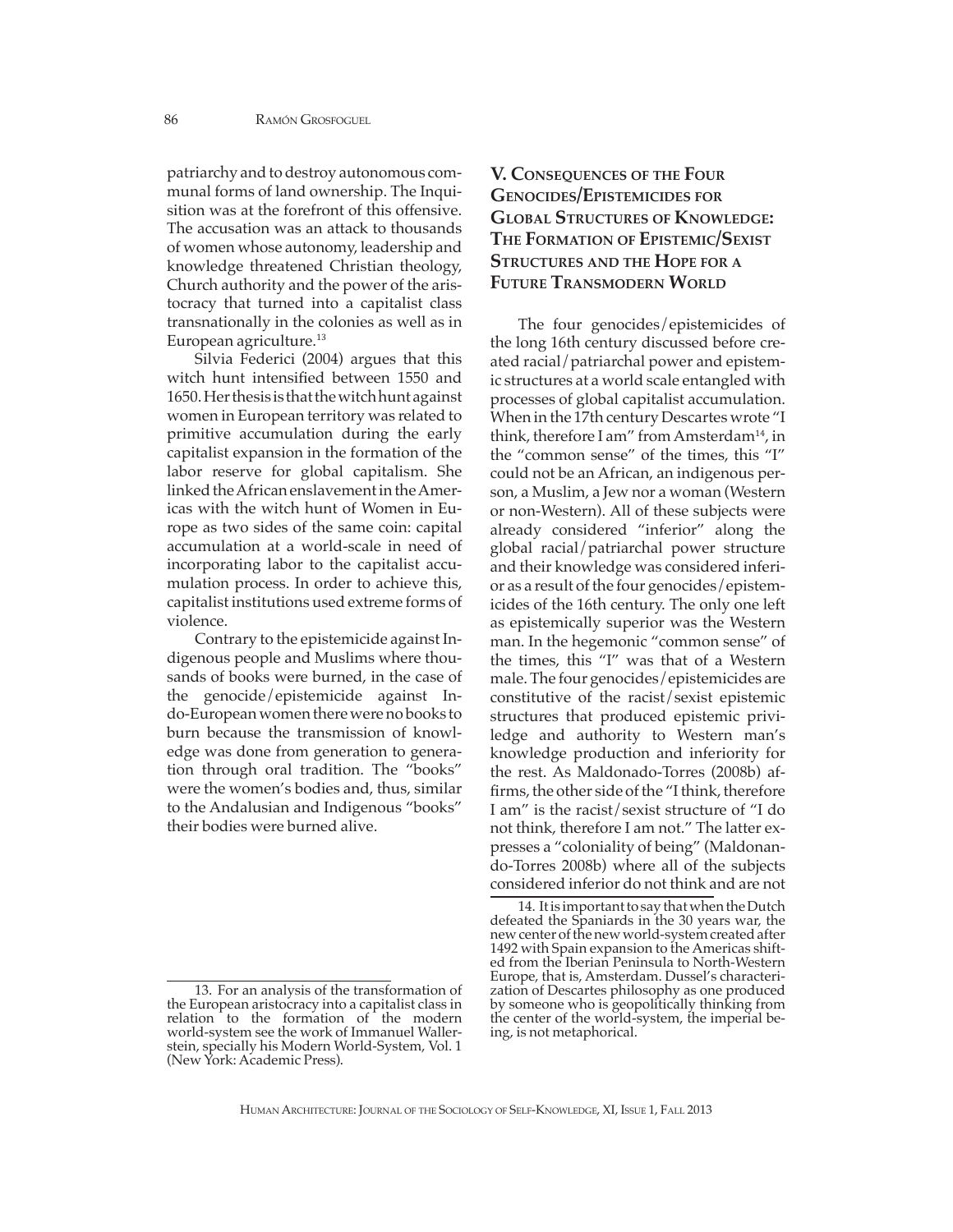patriarchy and to destroy autonomous communal forms of land ownership. The Inquisition was at the forefront of this offensive. The accusation was an attack to thousands of women whose autonomy, leadership and knowledge threatened Christian theology, Church authority and the power of the aristocracy that turned into a capitalist class transnationally in the colonies as well as in European agriculture.[13]

Silvia Federici (2004) argues that this witch hunt intensified between 1550 and 1650. Her thesis is that the witch hunt against women in European territory was related to primitive accumulation during the early capitalist expansion in the formation of the labor reserve for global capitalism. She linked the African enslavement in the Americas with the witch hunt of Women in Europe as two sides of the same coin: capital accumulation at a world-scale in need of incorporating labor to the capitalist accumulation process. In order to achieve this, capitalist institutions used extreme forms of violence.

Contrary to the epistemicide against Indigenous people and Muslims where thousands of books were burned, in the case of the genocide/epistemicide against Indo-European women there were no books to burn because the transmission of knowledge was done from generation to generation through oral tradition. The "books" were the women's bodies and, thus, similar to the Andalusian and Indigenous "books" their bodies were burned alive.

## V. Consequences of the Four Genocides/Epistemicides for Global Structures of Knowledge: The Formation of Epistemic/Sexist Structures and the Hope for a Future Transmodern World

The four genocides/epistemicides of the long 16th century discussed before created racial/patriarchal power and epistemic structures at a world scale entangled with processes of global capitalist accumulation. When in the 17th century Descartes wrote "I think, therefore I am" from Amsterdam[14], in the "common sense" of the times, this "I" could not be an African, an indigenous person, a Muslim, a Jew nor a woman (Western or non-Western). All of these subjects were already considered "inferior" along the global racial/patriarchal power structure and their knowledge was considered inferior as a result of the four genocides/epistemicides of the 16th century. The only one left as epistemically superior was the Western man. In the hegemonic "common sense" of the times, this "I" was that of a Western male. The four genocides/epistemicides are constitutive of the racist/sexist epistemic structures that produced epistemic priviledge and authority to Western man's knowledge production and inferiority for the rest. As Maldonado-Torres (2008b) affirms, the other side of the "I think, therefore I am" is the racist/sexist structure of "I do not think, therefore I am not." The latter expresses a "coloniality of being" (Maldonando-Torres 2008b) where all of the subjects considered inferior do not think and are not

---

13. For an analysis of the transformation of the European aristocracy into a capitalist class in relation to the formation of the modern world-system see the work of Immanuel Wallerstein, specially his Modern World-System, Vol. 1 (New York: Academic Press).

14. It is important to say that when the Dutch defeated the Spaniards in the 30 years war, the new center of the new world-system created after 1492 with Spain expansion to the Americas shifted from the Iberian Peninsula to North-Western Europe, that is, Amsterdam. Dussel's characterization of Descartes philosophy as one produced by someone who is geopolitically thinking from the center of the world-system, the imperial being, is not metaphorical.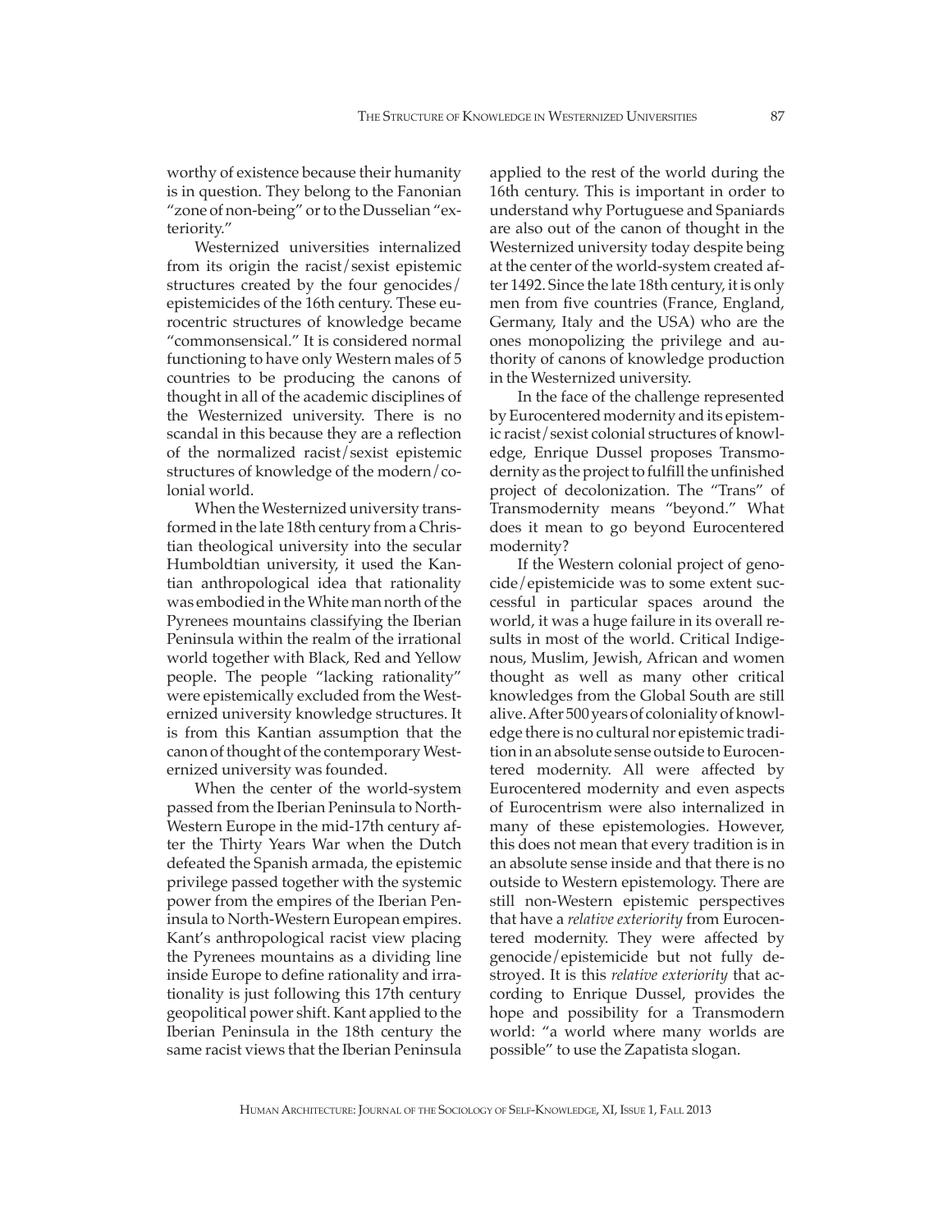worthy of existence because their humanity is in question. They belong to the Fanonian "zone of non-being" or to the Dusselian "exteriority."

Westernized universities internalized from its origin the racist/sexist epistemic structures created by the four genocides/epistemicides of the 16th century. These eurocentric structures of knowledge became "commonsensical." It is considered normal functioning to have only Western males of 5 countries to be producing the canons of thought in all of the academic disciplines of the Westernized university. There is no scandal in this because they are a reflection of the normalized racist/sexist epistemic structures of knowledge of the modern/colonial world.

When the Westernized university transformed in the late 18th century from a Christian theological university into the secular Humboldtian university, it used the Kantian anthropological idea that rationality was embodied in the White man north of the Pyrenees mountains classifying the Iberian Peninsula within the realm of the irrational world together with Black, Red and Yellow people. The people "lacking rationality" were epistemically excluded from the Westernized university knowledge structures. It is from this Kantian assumption that the canon of thought of the contemporary Westernized university was founded.

When the center of the world-system passed from the Iberian Peninsula to North-Western Europe in the mid-17th century after the Thirty Years War when the Dutch defeated the Spanish armada, the epistemic privilege passed together with the systemic power from the empires of the Iberian Peninsula to North-Western European empires. Kant's anthropological racist view placing the Pyrenees mountains as a dividing line inside Europe to define rationality and irrationality is just following this 17th century geopolitical power shift. Kant applied to the Iberian Peninsula in the 18th century the same racist views that the Iberian Peninsula applied to the rest of the world during the 16th century. This is important in order to understand why Portuguese and Spaniards are also out of the canon of thought in the Westernized university today despite being at the center of the world-system created after 1492. Since the late 18th century, it is only men from five countries (France, England, Germany, Italy and the USA) who are the ones monopolizing the privilege and authority of canons of knowledge production in the Westernized university.

In the face of the challenge represented by Eurocentered modernity and its epistemic racist/sexist colonial structures of knowledge, Enrique Dussel proposes Transmodernity as the project to fulfill the unfinished project of decolonization. The "Trans" of Transmodernity means "beyond." What does it mean to go beyond Eurocentered modernity?

If the Western colonial project of genocide/epistemicide was to some extent successful in particular spaces around the world, it was a huge failure in its overall results in most of the world. Critical Indigenous, Muslim, Jewish, African and women thought as well as many other critical knowledges from the Global South are still alive. After 500 years of coloniality of knowledge there is no cultural nor epistemic tradition in an absolute sense outside to Eurocentered modernity. All were affected by Eurocentered modernity and even aspects of Eurocentrism were also internalized in many of these epistemologies. However, this does not mean that every tradition is in an absolute sense inside and that there is no outside to Western epistemology. There are still non-Western epistemic perspectives that have a *relative exteriority* from Eurocentered modernity. They were affected by genocide/epistemicide but not fully destroyed. It is this *relative exteriority* that according to Enrique Dussel, provides the hope and possibility for a Transmodern world: "a world where many worlds are possible" to use the Zapatista slogan.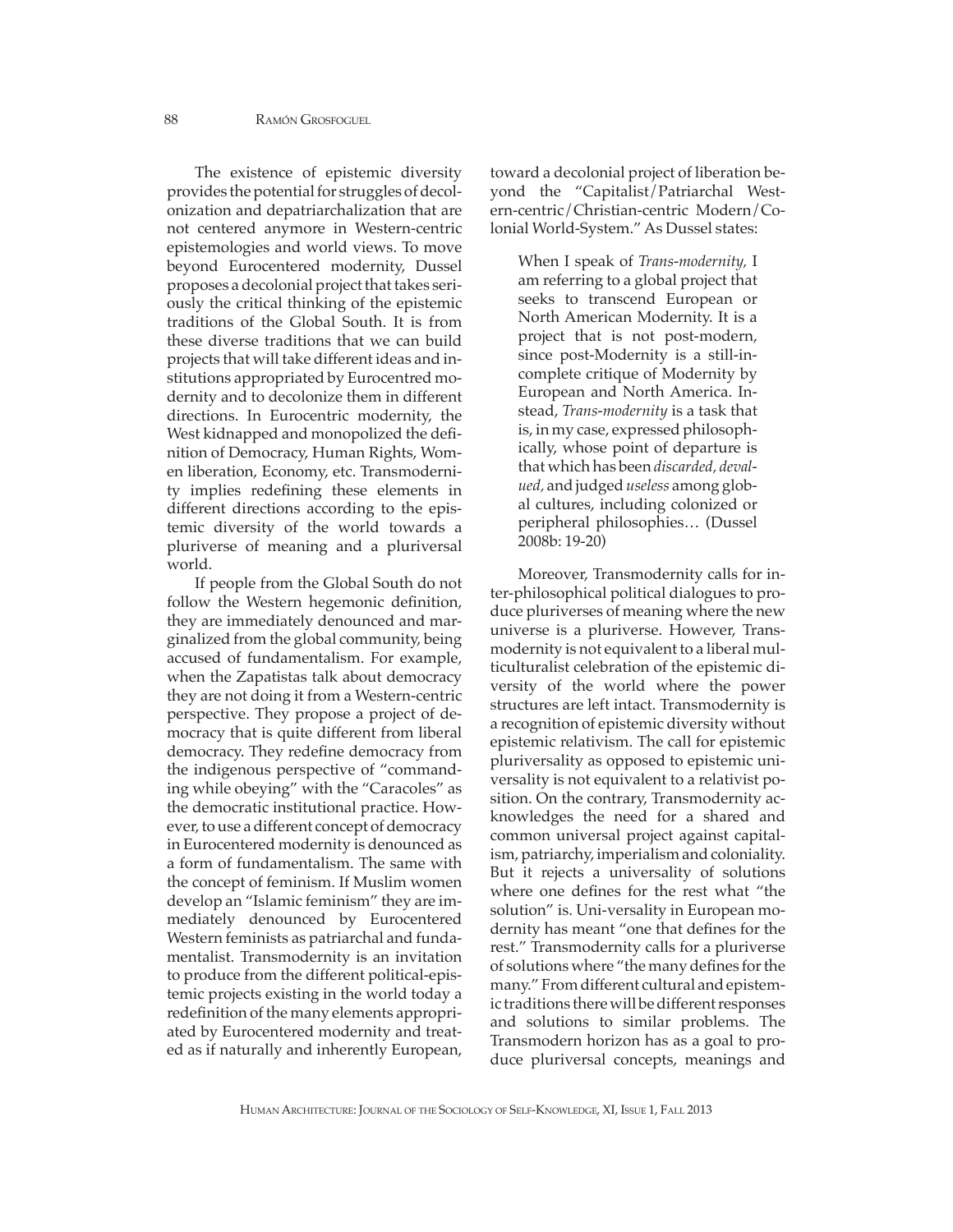The existence of epistemic diversity provides the potential for struggles of decolonization and depatriarchalization that are not centered anymore in Western-centric epistemologies and world views. To move beyond Eurocentered modernity, Dussel proposes a decolonial project that takes seriously the critical thinking of the epistemic traditions of the Global South. It is from these diverse traditions that we can build projects that will take different ideas and institutions appropriated by Eurocentred modernity and to decolonize them in different directions. In Eurocentric modernity, the West kidnapped and monopolized the definition of Democracy, Human Rights, Women liberation, Economy, etc. Transmodernity implies redefining these elements in different directions according to the epistemic diversity of the world towards a pluriverse of meaning and a pluriversal world.

If people from the Global South do not follow the Western hegemonic definition, they are immediately denounced and marginalized from the global community, being accused of fundamentalism. For example, when the Zapatistas talk about democracy they are not doing it from a Western-centric perspective. They propose a project of democracy that is quite different from liberal democracy. They redefine democracy from the indigenous perspective of "commanding while obeying" with the "Caracoles" as the democratic institutional practice. However, to use a different concept of democracy in Eurocentered modernity is denounced as a form of fundamentalism. The same with the concept of feminism. If Muslim women develop an "Islamic feminism" they are immediately denounced by Eurocentered Western feminists as patriarchal and fundamentalist. Transmodernity is an invitation to produce from the different political-epistemic projects existing in the world today a redefinition of the many elements appropriated by Eurocentered modernity and treated as if naturally and inherently European, toward a decolonial project of liberation beyond the "Capitalist/Patriarchal Western-centric/Christian-centric Modern/Colonial World-System." As Dussel states:

> When I speak of *Trans-modernity,* I am referring to a global project that seeks to transcend European or North American Modernity. It is a project that is not post-modern, since post-Modernity is a still-incomplete critique of Modernity by European and North America. Instead, *Trans-modernity* is a task that is, in my case, expressed philosophically, whose point of departure is that which has been *discarded, devalued,* and judged *useless* among global cultures, including colonized or peripheral philosophies… (Dussel 2008b: 19-20)

Moreover, Transmodernity calls for inter-philosophical political dialogues to produce pluriverses of meaning where the new universe is a pluriverse. However, Transmodernity is not equivalent to a liberal multiculturalist celebration of the epistemic diversity of the world where the power structures are left intact. Transmodernity is a recognition of epistemic diversity without epistemic relativism. The call for epistemic pluriversality as opposed to epistemic universality is not equivalent to a relativist position. On the contrary, Transmodernity acknowledges the need for a shared and common universal project against capitalism, patriarchy, imperialism and coloniality. But it rejects a universality of solutions where one defines for the rest what "the solution" is. Uni-versality in European modernity has meant "one that defines for the rest." Transmodernity calls for a pluriverse of solutions where "the many defines for the many." From different cultural and epistemic traditions there will be different responses and solutions to similar problems. The Transmodern horizon has as a goal to produce pluriversal concepts, meanings and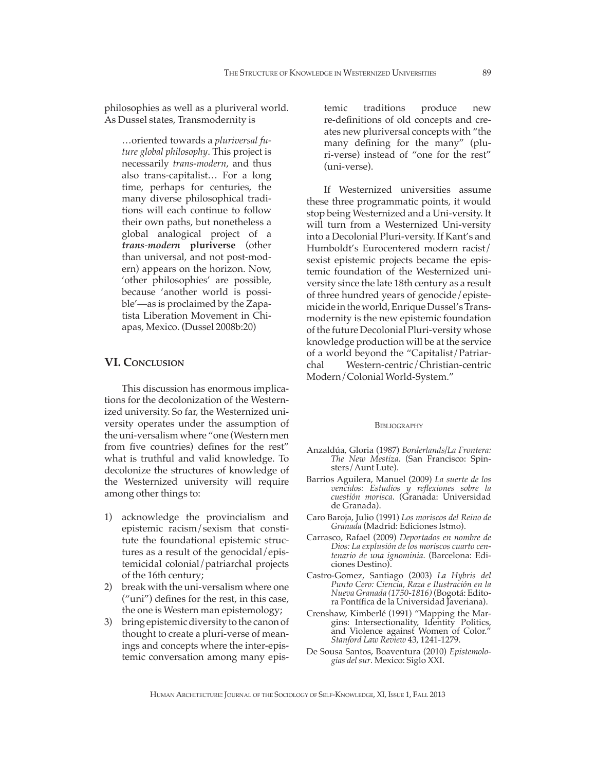philosophies as well as a pluriveral world. As Dussel states, Transmodernity is

> …oriented towards a *pluriversal future global philosophy*. This project is necessarily *trans-modern*, and thus also trans-capitalist… For a long time, perhaps for centuries, the many diverse philosophical traditions will each continue to follow their own paths, but nonetheless a global analogical project of a ***trans-modern* pluriverse** (other than universal, and not post-modern) appears on the horizon. Now, 'other philosophies' are possible, because 'another world is possible'—as is proclaimed by the Zapatista Liberation Movement in Chiapas, Mexico. (Dussel 2008b:20)

## VI. Conclusion

This discussion has enormous implications for the decolonization of the Westernized university. So far, the Westernized university operates under the assumption of the uni-versalism where "one (Western men from five countries) defines for the rest" what is truthful and valid knowledge. To decolonize the structures of knowledge of the Westernized university will require among other things to:

1) acknowledge the provincialism and epistemic racism/sexism that constitute the foundational epistemic structures as a result of the genocidal/epistemicidal colonial/patriarchal projects of the 16th century;
2) break with the uni-versalism where one ("uni") defines for the rest, in this case, the one is Western man epistemology;
3) bring epistemic diversity to the canon of thought to create a pluri-verse of meanings and concepts where the inter-epistemic conversation among many epistemic traditions produce new re-definitions of old concepts and creates new pluriversal concepts with "the many defining for the many" (pluri-verse) instead of "one for the rest" (uni-verse).

If Westernized universities assume these three programmatic points, it would stop being Westernized and a Uni-versity. It will turn from a Westernized Uni-versity into a Decolonial Pluri-versity. If Kant's and Humboldt's Eurocentered modern racist/sexist epistemic projects became the epistemic foundation of the Westernized university since the late 18th century as a result of three hundred years of genocide/epistemicide in the world, Enrique Dussel's Transmodernity is the new epistemic foundation of the future Decolonial Pluri-versity whose knowledge production will be at the service of a world beyond the "Capitalist/Patriarchal Western-centric/Christian-centric Modern/Colonial World-System."

### Bibliography

Anzaldúa, Gloria (1987) *Borderlands/La Frontera: The New Mestiza*. (San Francisco: Spinsters/Aunt Lute).

Barrios Aguilera, Manuel (2009) *La suerte de los vencidos: Estudios y reflexiones sobre la cuestión morisca*. (Granada: Universidad de Granada).

Caro Baroja, Julio (1991) *Los moriscos del Reino de Granada* (Madrid: Ediciones Istmo).

Carrasco, Rafael (2009) *Deportados en nombre de Dios: La expulsión de los moriscos cuarto centenario de una ignominia*. (Barcelona: Ediciones Destino).

Castro-Gomez, Santiago (2003) *La Hybris del Punto Cero: Ciencia, Raza e Ilustración en la Nueva Granada (1750-1816)* (Bogotá: Editora Pontífica de la Universidad Javeriana).

Crenshaw, Kimberlé (1991) "Mapping the Margins: Intersectionality, Identity Politics, and Violence against Women of Color." *Stanford Law Review* 43, 1241-1279.

De Sousa Santos, Boaventura (2010) *Epistemologias del sur*. Mexico: Siglo XXI.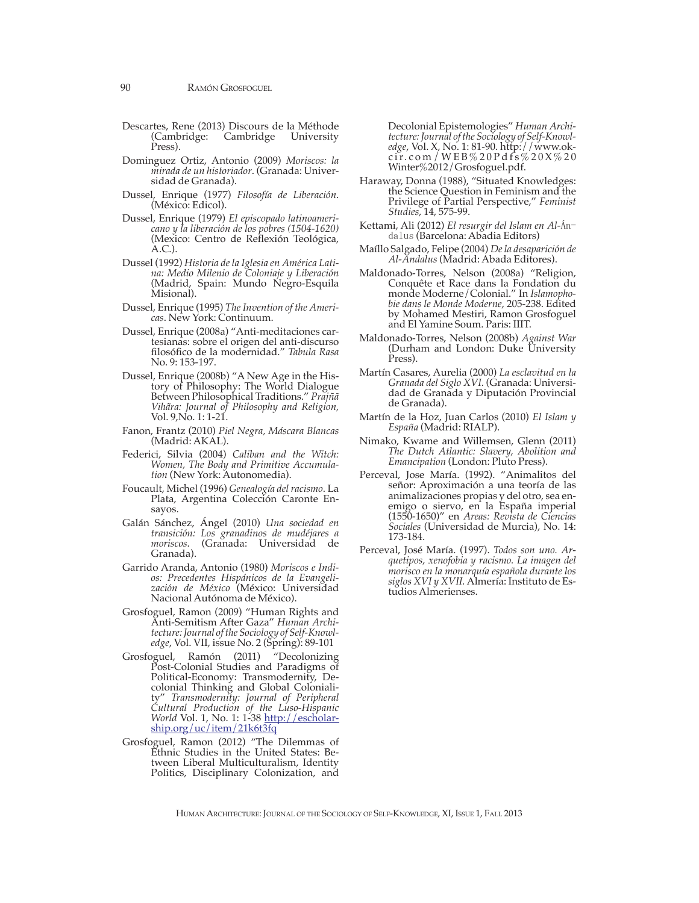Descartes, Rene (2013) Discours de la Méthode (Cambridge: Cambridge University Press).

Dominguez Ortiz, Antonio (2009) *Moriscos: la mirada de un historiador*. (Granada: Universidad de Granada).

Dussel, Enrique (1977) *Filosofía de Liberación*. (México: Edicol).

Dussel, Enrique (1979) *El episcopado latinoamericano y la liberación de los pobres (1504-1620)* (Mexico: Centro de Reflexión Teológica, A.C.).

Dussel (1992) *Historia de la Iglesia en América Latina: Medio Milenio de Coloniaje y Liberación* (Madrid, Spain: Mundo Negro-Esquila Misional).

Dussel, Enrique (1995) *The Invention of the Americas*. New York: Continuum.

Dussel, Enrique (2008a) "Anti-meditaciones cartesianas: sobre el origen del anti-discurso filosófico de la modernidad." *Tabula Rasa* No. 9: 153-197.

Dussel, Enrique (2008b) "A New Age in the History of Philosophy: The World Dialogue Between Philosophical Traditions." *Prajñã Vihãra: Journal of Philosophy and Religion,* Vol. 9,No. 1: 1-21.

Fanon, Frantz (2010) *Piel Negra, Máscara Blancas* (Madrid: AKAL).

Federici, Silvia (2004) *Caliban and the Witch: Women, The Body and Primitive Accumulation* (New York: Autonomedia).

Foucault, Michel (1996) *Genealogía del racismo*. La Plata, Argentina Colección Caronte Ensayos.

Galán Sánchez, Ángel (2010) *Una sociedad en transición: Los granadinos de mudéjares a moriscos*. (Granada: Universidad de Granada).

Garrido Aranda, Antonio (1980) *Moriscos e Indios: Precedentes Hispánicos de la Evangelización de México* (México: Universidad Nacional Autónoma de México).

Grosfoguel, Ramon (2009) "Human Rights and Anti-Semitism After Gaza" *Human Architecture: Journal of the Sociology of Self-Knowledge*, Vol. VII, issue No. 2 (Spring): 89-101

Grosfoguel, Ramón (2011) "Decolonizing Post-Colonial Studies and Paradigms of Political-Economy: Transmodernity, Decolonial Thinking and Global Coloniality" *Transmodernity: Journal of Peripheral Cultural Production of the Luso-Hispanic World* Vol. 1, No. 1: 1-38 http://escholarship.org/uc/item/21k6t3fq

Grosfoguel, Ramon (2012) "The Dilemmas of Ethnic Studies in the United States: Between Liberal Multiculturalism, Identity Politics, Disciplinary Colonization, and Decolonial Epistemologies" *Human Architecture: Journal of the Sociology of Self-Knowledge*, Vol. X, No. 1: 81-90. http://www.okcir.com/WEB%20Pdfs%20X%20Winter%2012/Grosfoguel.pdf.

Haraway, Donna (1988), "Situated Knowledges: the Science Question in Feminism and the Privilege of Partial Perspective," *Feminist Studies*, 14, 575-99.

Kettami, Ali (2012) *El resurgir del Islam en Al-Ándalus* (Barcelona: Abadia Editors)

Maíllo Salgado, Felipe (2004) *De la desaparición de Al-Ándalus* (Madrid: Abada Editores).

Maldonado-Torres, Nelson (2008a) "Religion, Conquête et Race dans la Fondation du monde Moderne/Colonial." In *Islamophobie dans le Monde Moderne*, 205-238. Edited by Mohamed Mestiri, Ramon Grosfoguel and El Yamine Soum. Paris: IIIT.

Maldonado-Torres, Nelson (2008b) *Against War* (Durham and London: Duke University Press).

Martín Casares, Aurelia (2000) *La esclavitud en la Granada del Siglo XVI.* (Granada: Universidad de Granada y Diputación Provincial de Granada).

Martín de la Hoz, Juan Carlos (2010) *El Islam y España* (Madrid: RIALP).

Nimako, Kwame and Willemsen, Glenn (2011) *The Dutch Atlantic: Slavery, Abolition and Emancipation* (London: Pluto Press).

Perceval, Jose María. (1992). "Animalitos del señor: Aproximación a una teoría de las animalizaciones propias y del otro, sea enemigo o siervo, en la España imperial (1550-1650)" en *Areas: Revista de Ciencias Sociales* (Universidad de Murcia), No. 14: 173-184.

Perceval, José María. (1997). *Todos son uno. Arquetipos, xenofobia y racismo. La imagen del morisco en la monarquía española durante los siglos XVI y XVII.* Almería: Instituto de Estudios Almerienses.